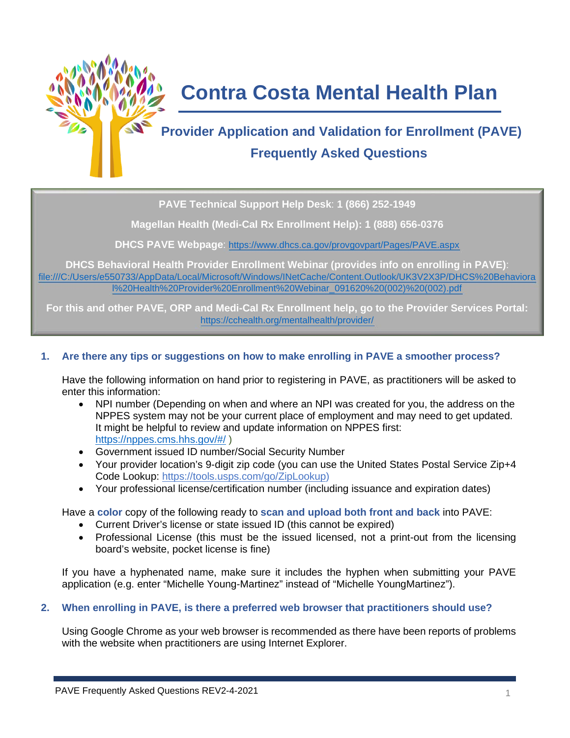# Contra Costa Mental Health Plan

## Provider Application and Validation for Enrollment (PAVE)

## Frequently Asked Questions

**PAVE Technical Support Help Desk**: **1 (866) 252-1949**

**Magellan Health (Medi-Cal Rx Enrollment Help): 1 (888) 656-0376**

**DHCS PAVE Webpage**: https://www.dhcs.ca.gov/provgovpart/Pages/PAVE.aspx

**DHCS Behavioral Health Provider Enrollment Webinar (provides info on enrolling in PAVE)**: file:///C:/Users/e550733/AppData/Local/Microsoft/Windows/INetCache/Content.Outlook/UK3V2X3P/DHCS%20Behavioral%20Health%20Provider%20Enrollment%20Webinar_091620%20(002)%20(002).pdf

**For this and other PAVE, ORP and Medi-Cal Rx Enrollment help, go to the Provider Services Portal:** https://cchealth.org/mentalhealth/provider/

### 1. Are there any tips or suggestions on how to make enrolling in PAVE a smoother process?

Have the following information on hand prior to registering in PAVE, as practitioners will be asked to enter this information:

- NPI number (Depending on when and where an NPI was created for you, the address on the NPPES system may not be your current place of employment and may need to get updated. It might be helpful to review and update information on NPPES first: https://nppes.cms.hhs.gov/#/ )
- Government issued ID number/Social Security Number
- Your provider location's 9-digit zip code (you can use the United States Postal Service Zip+4 Code Lookup: https://tools.usps.com/go/ZipLookup)
- Your professional license/certification number (including issuance and expiration dates)

Have a **color** copy of the following ready to **scan and upload both front and back** into PAVE:

- Current Driver's license or state issued ID (this cannot be expired)
- Professional License (this must be the issued licensed, not a print-out from the licensing board's website, pocket license is fine)

If you have a hyphenated name, make sure it includes the hyphen when submitting your PAVE application (e.g. enter "Michelle Young-Martinez" instead of "Michelle YoungMartinez").

### 2. When enrolling in PAVE, is there a preferred web browser that practitioners should use?

Using Google Chrome as your web browser is recommended as there have been reports of problems with the website when practitioners are using Internet Explorer.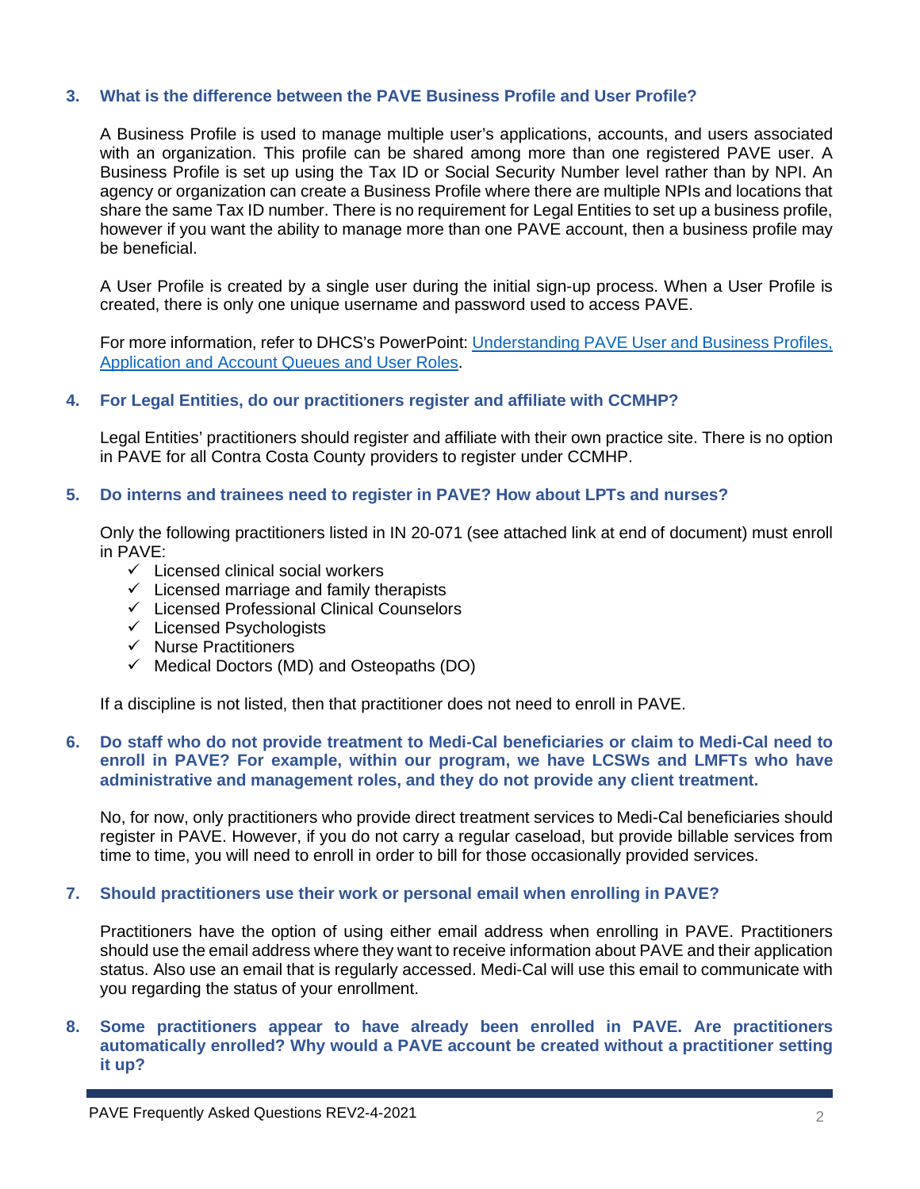### 3. What is the difference between the PAVE Business Profile and User Profile?

A Business Profile is used to manage multiple user's applications, accounts, and users associated with an organization. This profile can be shared among more than one registered PAVE user. A Business Profile is set up using the Tax ID or Social Security Number level rather than by NPI. An agency or organization can create a Business Profile where there are multiple NPIs and locations that share the same Tax ID number. There is no requirement for Legal Entities to set up a business profile, however if you want the ability to manage more than one PAVE account, then a business profile may be beneficial.

A User Profile is created by a single user during the initial sign-up process. When a User Profile is created, there is only one unique username and password used to access PAVE.

For more information, refer to DHCS's PowerPoint: [Understanding PAVE User and Business Profiles, Application and Account Queues and User Roles](#).

### 4. For Legal Entities, do our practitioners register and affiliate with CCMHP?

Legal Entities' practitioners should register and affiliate with their own practice site. There is no option in PAVE for all Contra Costa County providers to register under CCMHP.

### 5. Do interns and trainees need to register in PAVE? How about LPTs and nurses?

Only the following practitioners listed in IN 20-071 (see attached link at end of document) must enroll in PAVE:

- ✓ Licensed clinical social workers
- ✓ Licensed marriage and family therapists
- ✓ Licensed Professional Clinical Counselors
- ✓ Licensed Psychologists
- ✓ Nurse Practitioners
- ✓ Medical Doctors (MD) and Osteopaths (DO)

If a discipline is not listed, then that practitioner does not need to enroll in PAVE.

### 6. Do staff who do not provide treatment to Medi-Cal beneficiaries or claim to Medi-Cal need to enroll in PAVE? For example, within our program, we have LCSWs and LMFTs who have administrative and management roles, and they do not provide any client treatment.

No, for now, only practitioners who provide direct treatment services to Medi-Cal beneficiaries should register in PAVE. However, if you do not carry a regular caseload, but provide billable services from time to time, you will need to enroll in order to bill for those occasionally provided services.

### 7. Should practitioners use their work or personal email when enrolling in PAVE?

Practitioners have the option of using either email address when enrolling in PAVE. Practitioners should use the email address where they want to receive information about PAVE and their application status. Also use an email that is regularly accessed. Medi-Cal will use this email to communicate with you regarding the status of your enrollment.

### 8. Some practitioners appear to have already been enrolled in PAVE. Are practitioners automatically enrolled? Why would a PAVE account be created without a practitioner setting it up?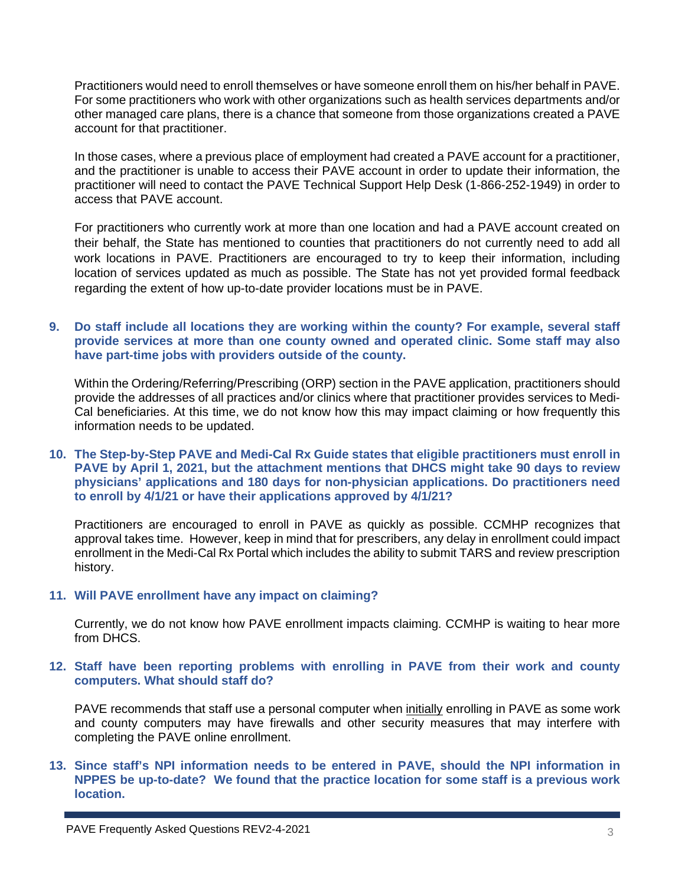Practitioners would need to enroll themselves or have someone enroll them on his/her behalf in PAVE. For some practitioners who work with other organizations such as health services departments and/or other managed care plans, there is a chance that someone from those organizations created a PAVE account for that practitioner.

In those cases, where a previous place of employment had created a PAVE account for a practitioner, and the practitioner is unable to access their PAVE account in order to update their information, the practitioner will need to contact the PAVE Technical Support Help Desk (1-866-252-1949) in order to access that PAVE account.

For practitioners who currently work at more than one location and had a PAVE account created on their behalf, the State has mentioned to counties that practitioners do not currently need to add all work locations in PAVE. Practitioners are encouraged to try to keep their information, including location of services updated as much as possible. The State has not yet provided formal feedback regarding the extent of how up-to-date provider locations must be in PAVE.

**9. Do staff include all locations they are working within the county? For example, several staff provide services at more than one county owned and operated clinic. Some staff may also have part-time jobs with providers outside of the county.**

Within the Ordering/Referring/Prescribing (ORP) section in the PAVE application, practitioners should provide the addresses of all practices and/or clinics where that practitioner provides services to Medi-Cal beneficiaries. At this time, we do not know how this may impact claiming or how frequently this information needs to be updated.

**10. The Step-by-Step PAVE and Medi-Cal Rx Guide states that eligible practitioners must enroll in PAVE by April 1, 2021, but the attachment mentions that DHCS might take 90 days to review physicians' applications and 180 days for non-physician applications. Do practitioners need to enroll by 4/1/21 or have their applications approved by 4/1/21?**

Practitioners are encouraged to enroll in PAVE as quickly as possible. CCMHP recognizes that approval takes time. However, keep in mind that for prescribers, any delay in enrollment could impact enrollment in the Medi-Cal Rx Portal which includes the ability to submit TARS and review prescription history.

**11. Will PAVE enrollment have any impact on claiming?**

Currently, we do not know how PAVE enrollment impacts claiming. CCMHP is waiting to hear more from DHCS.

**12. Staff have been reporting problems with enrolling in PAVE from their work and county computers. What should staff do?**

PAVE recommends that staff use a personal computer when initially enrolling in PAVE as some work and county computers may have firewalls and other security measures that may interfere with completing the PAVE online enrollment.

**13. Since staff's NPI information needs to be entered in PAVE, should the NPI information in NPPES be up-to-date? We found that the practice location for some staff is a previous work location.**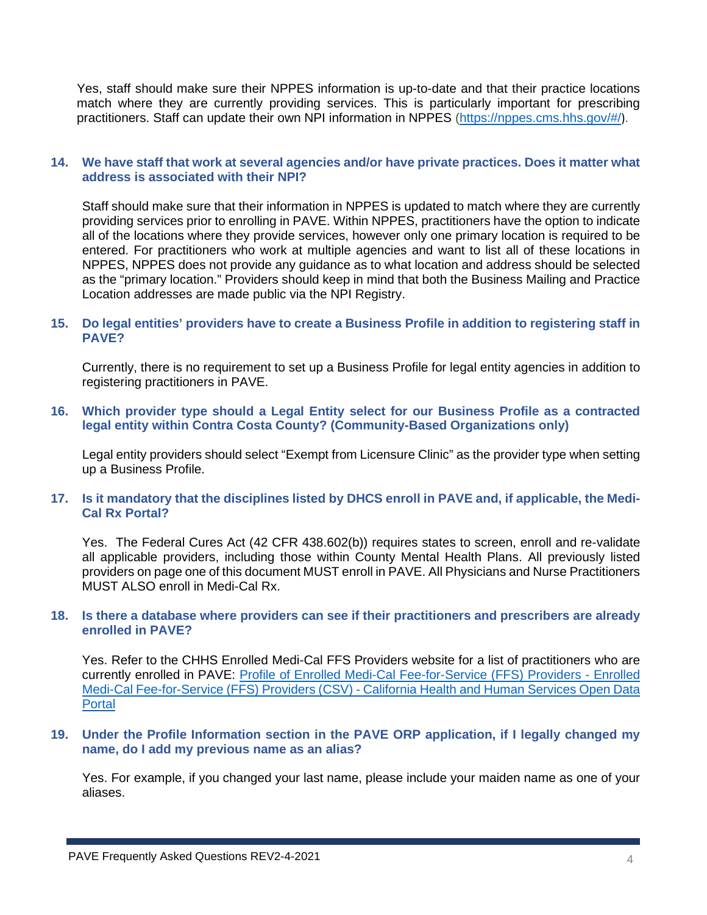Yes, staff should make sure their NPPES information is up-to-date and that their practice locations match where they are currently providing services. This is particularly important for prescribing practitioners. Staff can update their own NPI information in NPPES ([https://nppes.cms.hhs.gov/#/](https://nppes.cms.hhs.gov/#/)).

**14. We have staff that work at several agencies and/or have private practices. Does it matter what address is associated with their NPI?**

Staff should make sure that their information in NPPES is updated to match where they are currently providing services prior to enrolling in PAVE. Within NPPES, practitioners have the option to indicate all of the locations where they provide services, however only one primary location is required to be entered. For practitioners who work at multiple agencies and want to list all of these locations in NPPES, NPPES does not provide any guidance as to what location and address should be selected as the "primary location." Providers should keep in mind that both the Business Mailing and Practice Location addresses are made public via the NPI Registry.

**15. Do legal entities' providers have to create a Business Profile in addition to registering staff in PAVE?**

Currently, there is no requirement to set up a Business Profile for legal entity agencies in addition to registering practitioners in PAVE.

**16. Which provider type should a Legal Entity select for our Business Profile as a contracted legal entity within Contra Costa County? (Community-Based Organizations only)**

Legal entity providers should select "Exempt from Licensure Clinic" as the provider type when setting up a Business Profile.

**17. Is it mandatory that the disciplines listed by DHCS enroll in PAVE and, if applicable, the Medi-Cal Rx Portal?**

Yes. The Federal Cures Act (42 CFR 438.602(b)) requires states to screen, enroll and re-validate all applicable providers, including those within County Mental Health Plans. All previously listed providers on page one of this document MUST enroll in PAVE. All Physicians and Nurse Practitioners MUST ALSO enroll in Medi-Cal Rx.

**18. Is there a database where providers can see if their practitioners and prescribers are already enrolled in PAVE?**

Yes. Refer to the CHHS Enrolled Medi-Cal FFS Providers website for a list of practitioners who are currently enrolled in PAVE: Profile of Enrolled Medi-Cal Fee-for-Service (FFS) Providers - Enrolled Medi-Cal Fee-for-Service (FFS) Providers (CSV) - California Health and Human Services Open Data Portal

**19. Under the Profile Information section in the PAVE ORP application, if I legally changed my name, do I add my previous name as an alias?**

Yes. For example, if you changed your last name, please include your maiden name as one of your aliases.

PAVE Frequently Asked Questions REV2-4-2021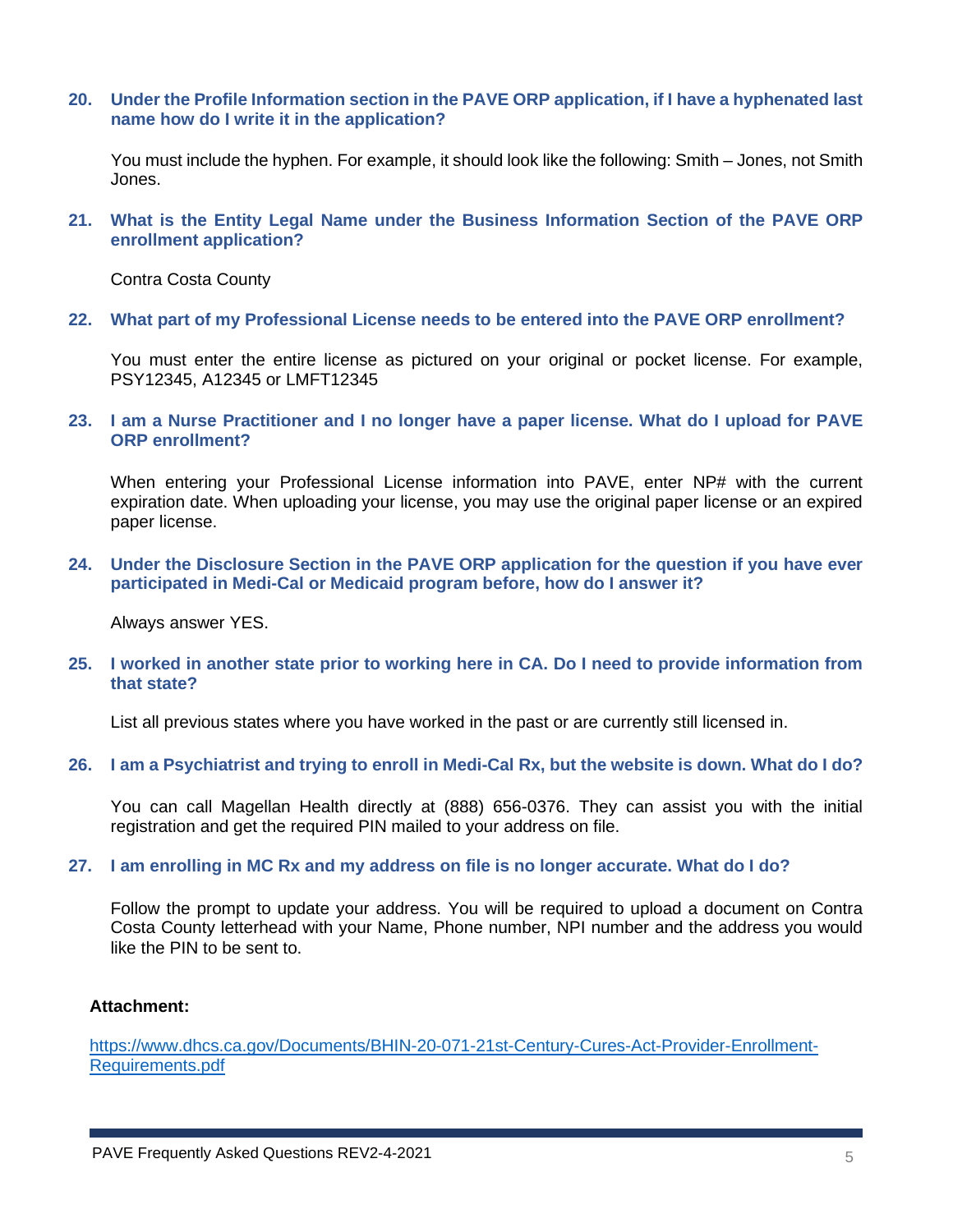**20. Under the Profile Information section in the PAVE ORP application, if I have a hyphenated last name how do I write it in the application?**

You must include the hyphen. For example, it should look like the following: Smith – Jones, not Smith Jones.

**21. What is the Entity Legal Name under the Business Information Section of the PAVE ORP enrollment application?**

Contra Costa County

**22. What part of my Professional License needs to be entered into the PAVE ORP enrollment?**

You must enter the entire license as pictured on your original or pocket license. For example, PSY12345, A12345 or LMFT12345

**23. I am a Nurse Practitioner and I no longer have a paper license. What do I upload for PAVE ORP enrollment?**

When entering your Professional License information into PAVE, enter NP# with the current expiration date. When uploading your license, you may use the original paper license or an expired paper license.

**24. Under the Disclosure Section in the PAVE ORP application for the question if you have ever participated in Medi-Cal or Medicaid program before, how do I answer it?**

Always answer YES.

**25. I worked in another state prior to working here in CA. Do I need to provide information from that state?**

List all previous states where you have worked in the past or are currently still licensed in.

**26. I am a Psychiatrist and trying to enroll in Medi-Cal Rx, but the website is down. What do I do?**

You can call Magellan Health directly at (888) 656-0376. They can assist you with the initial registration and get the required PIN mailed to your address on file.

**27. I am enrolling in MC Rx and my address on file is no longer accurate. What do I do?**

Follow the prompt to update your address. You will be required to upload a document on Contra Costa County letterhead with your Name, Phone number, NPI number and the address you would like the PIN to be sent to.

**Attachment:**

[https://www.dhcs.ca.gov/Documents/BHIN-20-071-21st-Century-Cures-Act-Provider-Enrollment-Requirements.pdf](https://www.dhcs.ca.gov/Documents/BHIN-20-071-21st-Century-Cures-Act-Provider-Enrollment-Requirements.pdf)